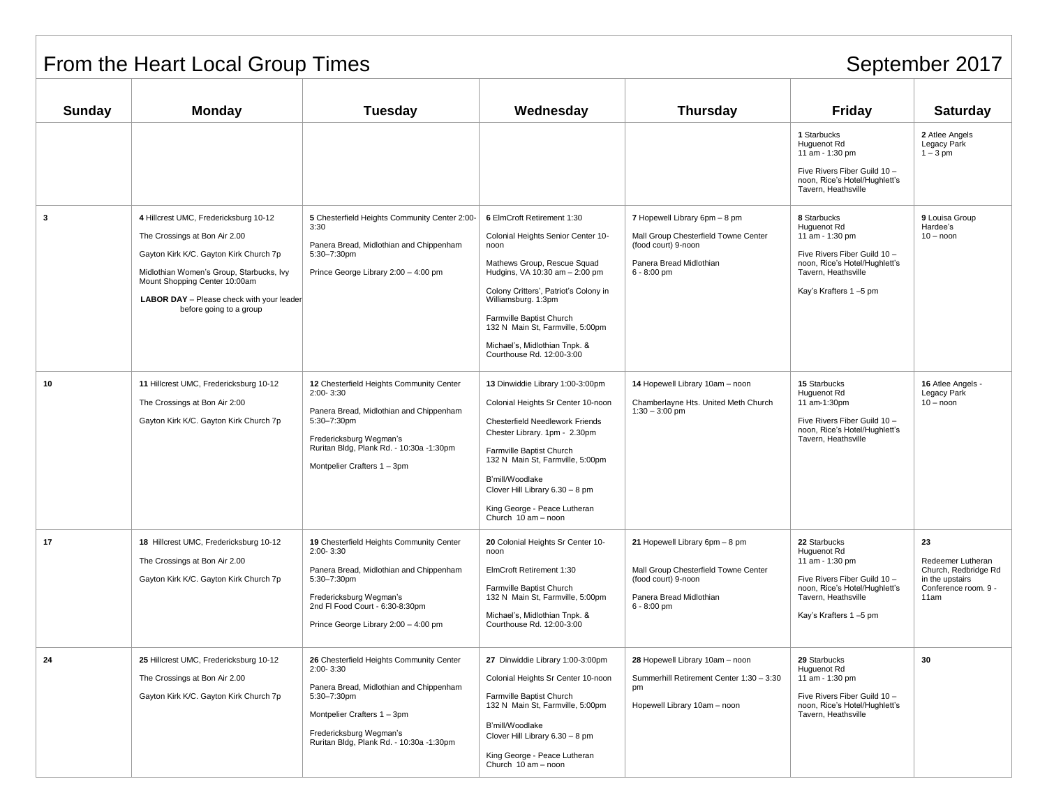From the Heart Local Group Times September 2017

| Sunday | Monday | Tuesday | Wednesday | Thursday | Friday | Saturday |
|---|---|---|---|---|---|---|
| | | | | | **1** Starbucks Huguenot Rd 11 am - 1:30 pm<br><br>Five Rivers Fiber Guild 10 – noon, Rice's Hotel/Hughlett's Tavern, Heathsville | **2** Atlee Angels Legacy Park 1 – 3 pm |
| **3** | **4** Hillcrest UMC, Fredericksburg 10-12<br><br>The Crossings at Bon Air 2.00<br><br>Gayton Kirk K/C. Gayton Kirk Church 7p<br><br>Midlothian Women's Group, Starbucks, Ivy Mount Shopping Center 10:00am<br><br>**LABOR DAY** – Please check with your leader before going to a group | **5** Chesterfield Heights Community Center 2:00-3:30<br><br>Panera Bread, Midlothian and Chippenham 5:30–7:30pm<br><br>Prince George Library 2:00 – 4:00 pm | **6** ElmCroft Retirement 1:30<br><br>Colonial Heights Senior Center 10-noon<br><br>Mathews Group, Rescue Squad Hudgins, VA 10:30 am – 2:00 pm<br><br>Colony Critters', Patriot's Colony in Williamsburg. 1:3pm<br><br>Farmville Baptist Church 132 N Main St, Farmville, 5:00pm<br><br>Michael's, Midlothian Tnpk. & Courthouse Rd. 12:00-3:00 | **7** Hopewell Library 6pm – 8 pm<br><br>Mall Group Chesterfield Towne Center (food court) 9-noon<br><br>Panera Bread Midlothian 6 - 8:00 pm | **8** Starbucks Huguenot Rd 11 am - 1:30 pm<br><br>Five Rivers Fiber Guild 10 – noon, Rice's Hotel/Hughlett's Tavern, Heathsville<br><br>Kay's Krafters 1 –5 pm | **9** Louisa Group Hardee's 10 – noon |
| **10** | **11** Hillcrest UMC, Fredericksburg 10-12<br><br>The Crossings at Bon Air 2:00<br><br>Gayton Kirk K/C. Gayton Kirk Church 7p | **12** Chesterfield Heights Community Center 2:00- 3:30<br><br>Panera Bread, Midlothian and Chippenham 5:30–7:30pm<br><br>Fredericksburg Wegman's Ruritan Bldg, Plank Rd. - 10:30a -1:30pm<br><br>Montpelier Crafters 1 – 3pm | **13** Dinwiddie Library 1:00-3:00pm<br><br>Colonial Heights Sr Center 10-noon<br><br>Chesterfield Needlework Friends Chester Library. 1pm - 2.30pm<br><br>Farmville Baptist Church 132 N Main St, Farmville, 5:00pm<br><br>B'mill/Woodlake Clover Hill Library 6.30 – 8 pm<br><br>King George - Peace Lutheran Church 10 am – noon | **14** Hopewell Library 10am – noon<br><br>Chamberlayne Hts. United Meth Church 1:30 – 3:00 pm | **15** Starbucks Huguenot Rd 11 am-1:30pm<br><br>Five Rivers Fiber Guild 10 – noon, Rice's Hotel/Hughlett's Tavern, Heathsville | **16** Atlee Angels - Legacy Park 10 – noon |
| **17** | **18** Hillcrest UMC, Fredericksburg 10-12<br><br>The Crossings at Bon Air 2.00<br><br>Gayton Kirk K/C. Gayton Kirk Church 7p | **19** Chesterfield Heights Community Center 2:00- 3:30<br><br>Panera Bread, Midlothian and Chippenham 5:30–7:30pm<br><br>Fredericksburg Wegman's 2nd Fl Food Court - 6:30-8:30pm<br><br>Prince George Library 2:00 – 4:00 pm | **20** Colonial Heights Sr Center 10-noon<br><br>ElmCroft Retirement 1:30<br><br>Farmville Baptist Church 132 N Main St, Farmville, 5:00pm<br><br>Michael's, Midlothian Tnpk. & Courthouse Rd. 12:00-3:00 | **21** Hopewell Library 6pm – 8 pm<br><br>Mall Group Chesterfield Towne Center (food court) 9-noon<br><br>Panera Bread Midlothian 6 - 8:00 pm | **22** Starbucks Huguenot Rd 11 am - 1:30 pm<br><br>Five Rivers Fiber Guild 10 – noon, Rice's Hotel/Hughlett's Tavern, Heathsville<br><br>Kay's Krafters 1 –5 pm | **23**<br><br>Redeemer Lutheran Church, Redbridge Rd in the upstairs Conference room. 9 - 11am |
| **24** | **25** Hillcrest UMC, Fredericksburg 10-12<br><br>The Crossings at Bon Air 2.00<br><br>Gayton Kirk K/C. Gayton Kirk Church 7p | **26** Chesterfield Heights Community Center 2:00- 3:30<br><br>Panera Bread, Midlothian and Chippenham 5:30–7:30pm<br><br>Montpelier Crafters 1 – 3pm<br><br>Fredericksburg Wegman's Ruritan Bldg, Plank Rd. - 10:30a -1:30pm | **27** Dinwiddie Library 1:00-3:00pm<br><br>Colonial Heights Sr Center 10-noon<br><br>Farmville Baptist Church 132 N Main St, Farmville, 5:00pm<br><br>B'mill/Woodlake Clover Hill Library 6.30 – 8 pm<br><br>King George - Peace Lutheran Church 10 am – noon | **28** Hopewell Library 10am – noon<br><br>Summerhill Retirement Center 1:30 – 3:30 pm<br><br>Hopewell Library 10am – noon | **29** Starbucks Huguenot Rd 11 am - 1:30 pm<br><br>Five Rivers Fiber Guild 10 – noon, Rice's Hotel/Hughlett's Tavern, Heathsville | **30** |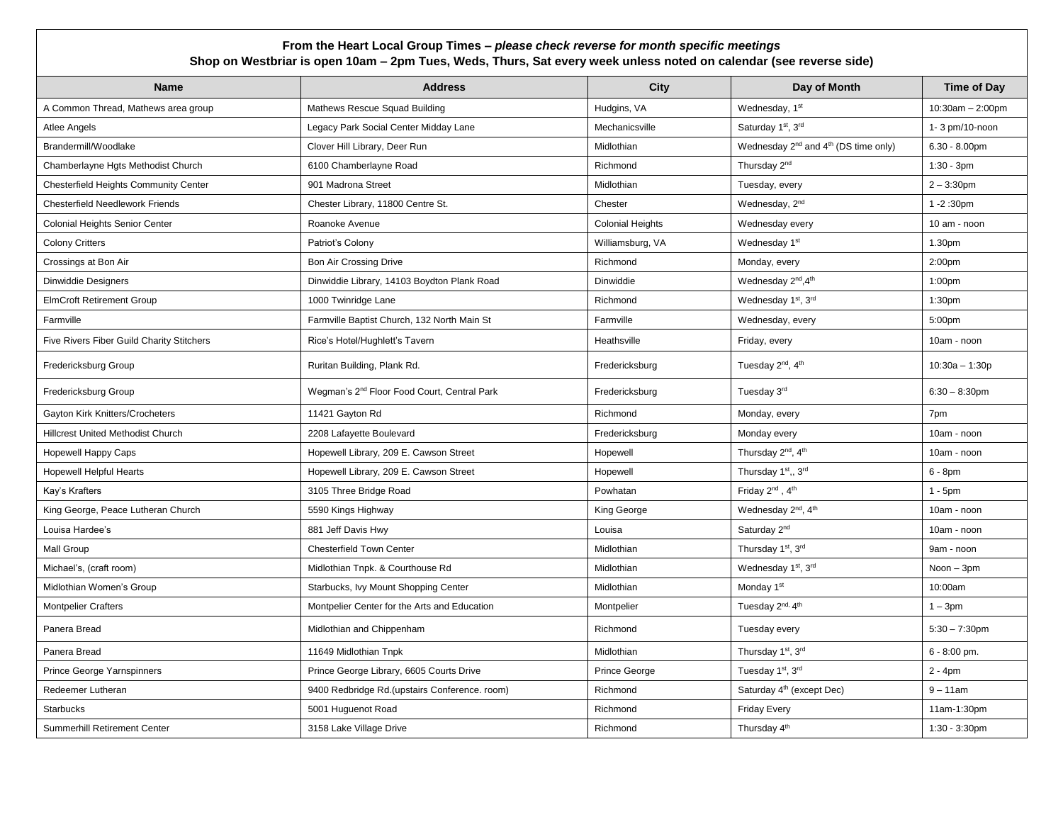**From the Heart Local Group Times – *please check reverse for month specific meetings***
**Shop on Westbriar is open 10am – 2pm Tues, Weds, Thurs, Sat every week unless noted on calendar (see reverse side)**

| Name | Address | City | Day of Month | Time of Day |
|---|---|---|---|---|
| A Common Thread, Mathews area group | Mathews Rescue Squad Building | Hudgins, VA | Wednesday, 1st | 10:30am – 2:00pm |
| Atlee Angels | Legacy Park Social Center Midday Lane | Mechanicsville | Saturday 1st, 3rd | 1- 3 pm/10-noon |
| Brandermill/Woodlake | Clover Hill Library, Deer Run | Midlothian | Wednesday 2nd and 4th (DS time only) | 6.30 - 8.00pm |
| Chamberlayne Hgts Methodist Church | 6100 Chamberlayne Road | Richmond | Thursday 2nd | 1:30 - 3pm |
| Chesterfield Heights Community Center | 901 Madrona Street | Midlothian | Tuesday, every | 2 – 3:30pm |
| Chesterfield Needlework Friends | Chester Library, 11800 Centre St. | Chester | Wednesday, 2nd | 1 -2 :30pm |
| Colonial Heights Senior Center | Roanoke Avenue | Colonial Heights | Wednesday every | 10 am - noon |
| Colony Critters | Patriot's Colony | Williamsburg, VA | Wednesday 1st | 1.30pm |
| Crossings at Bon Air | Bon Air Crossing Drive | Richmond | Monday, every | 2:00pm |
| Dinwiddie Designers | Dinwiddie Library, 14103 Boydton Plank Road | Dinwiddie | Wednesday 2nd,4th | 1:00pm |
| ElmCroft Retirement Group | 1000 Twinridge Lane | Richmond | Wednesday 1st, 3rd | 1:30pm |
| Farmville | Farmville Baptist Church, 132 North Main St | Farmville | Wednesday, every | 5:00pm |
| Five Rivers Fiber Guild Charity Stitchers | Rice's Hotel/Hughlett's Tavern | Heathsville | Friday, every | 10am - noon |
| Fredericksburg Group | Ruritan Building, Plank Rd. | Fredericksburg | Tuesday 2nd, 4th | 10:30a – 1:30p |
| Fredericksburg Group | Wegman's 2nd Floor Food Court, Central Park | Fredericksburg | Tuesday 3rd | 6:30 – 8:30pm |
| Gayton Kirk Knitters/Crocheters | 11421 Gayton Rd | Richmond | Monday, every | 7pm |
| Hillcrest United Methodist Church | 2208 Lafayette Boulevard | Fredericksburg | Monday every | 10am - noon |
| Hopewell Happy Caps | Hopewell Library, 209 E. Cawson Street | Hopewell | Thursday 2nd, 4th | 10am - noon |
| Hopewell Helpful Hearts | Hopewell Library, 209 E. Cawson Street | Hopewell | Thursday 1st,, 3rd | 6 - 8pm |
| Kay's Krafters | 3105 Three Bridge Road | Powhatan | Friday 2nd , 4th | 1 - 5pm |
| King George, Peace Lutheran Church | 5590 Kings Highway | King George | Wednesday 2nd, 4th | 10am - noon |
| Louisa Hardee's | 881 Jeff Davis Hwy | Louisa | Saturday 2nd | 10am - noon |
| Mall Group | Chesterfield Town Center | Midlothian | Thursday 1st, 3rd | 9am - noon |
| Michael's, (craft room) | Midlothian Tnpk. & Courthouse Rd | Midlothian | Wednesday 1st, 3rd | Noon – 3pm |
| Midlothian Women's Group | Starbucks, Ivy Mount Shopping Center | Midlothian | Monday 1st | 10:00am |
| Montpelier Crafters | Montpelier Center for the Arts and Education | Montpelier | Tuesday 2nd, 4th | 1 – 3pm |
| Panera Bread | Midlothian and Chippenham | Richmond | Tuesday every | 5:30 – 7:30pm |
| Panera Bread | 11649 Midlothian Tnpk | Midlothian | Thursday 1st, 3rd | 6 - 8:00 pm. |
| Prince George Yarnspinners | Prince George Library, 6605 Courts Drive | Prince George | Tuesday 1st, 3rd | 2 - 4pm |
| Redeemer Lutheran | 9400 Redbridge Rd.(upstairs Conference. room) | Richmond | Saturday 4th (except Dec) | 9 – 11am |
| Starbucks | 5001 Huguenot Road | Richmond | Friday Every | 11am-1:30pm |
| Summerhill Retirement Center | 3158 Lake Village Drive | Richmond | Thursday 4th | 1:30 - 3:30pm |